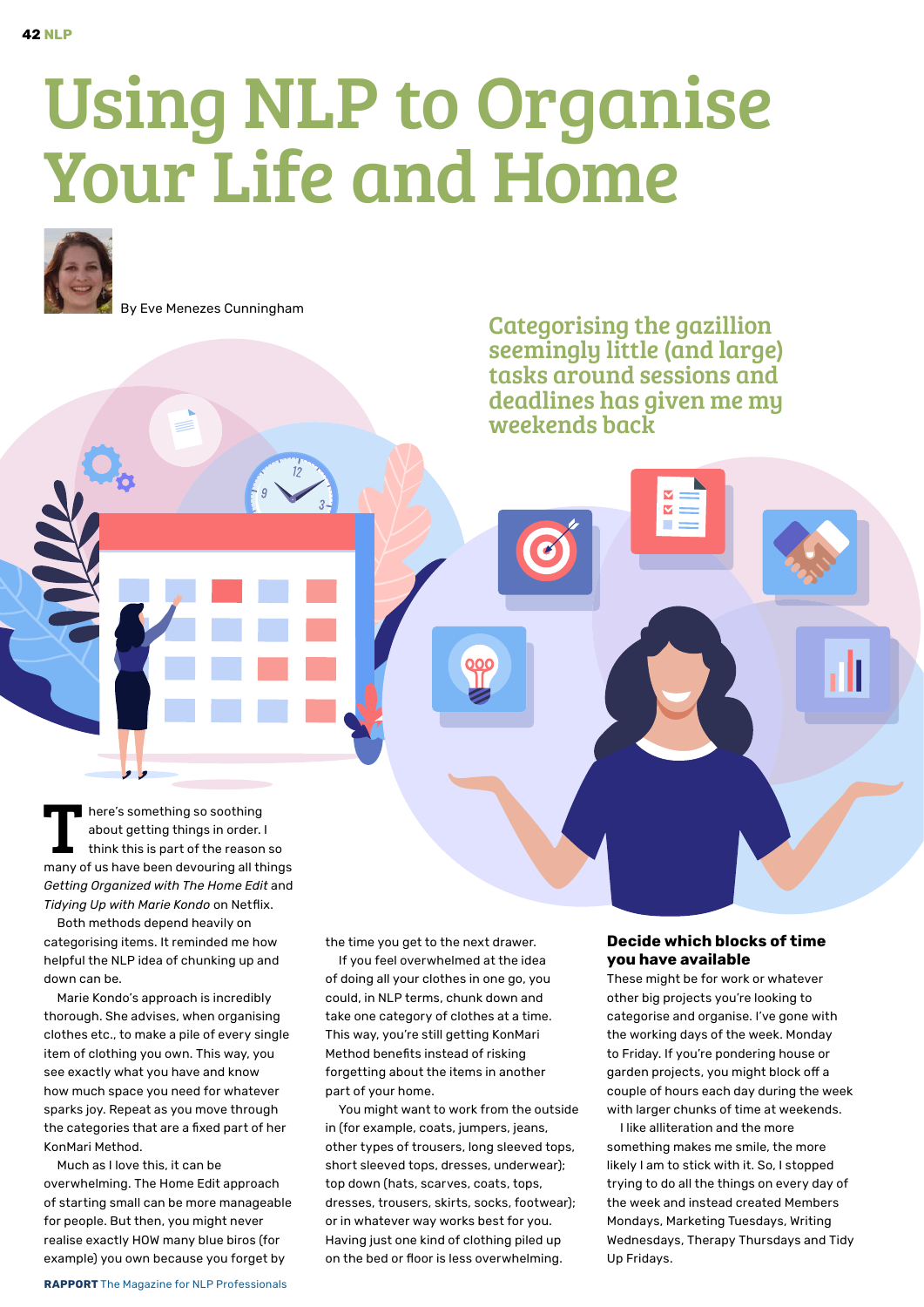# Using NLP to Organise Your Life and Home

By Eve Menezes Cunningham

**Categorising the gazillion seemingly little (and large) tasks around sessions and deadlines has given me my weekends back**

There's something so soothing about getting things in order. I think this is part of the reason so many of us have been devouring all things *Getting Organized with The Home Edit* and *Tidying Up with Marie Kondo* on Netflix.

Both methods depend heavily on categorising items. It reminded me how helpful the NLP idea of chunking up and down can be.

Marie Kondo's approach is incredibly thorough. She advises, when organising clothes etc., to make a pile of every single item of clothing you own. This way, you see exactly what you have and know how much space you need for whatever sparks joy. Repeat as you move through the categories that are a fixed part of her KonMari Method.

Much as I love this, it can be overwhelming. The Home Edit approach of starting small can be more manageable for people. But then, you might never realise exactly HOW many blue biros (for example) you own because you forget by the time you get to the next drawer.

If you feel overwhelmed at the idea of doing all your clothes in one go, you could, in NLP terms, chunk down and take one category of clothes at a time. This way, you're still getting KonMari Method benefits instead of risking forgetting about the items in another part of your home.

You might want to work from the outside in (for example, coats, jumpers, jeans, other types of trousers, long sleeved tops, short sleeved tops, dresses, underwear); top down (hats, scarves, coats, tops, dresses, trousers, skirts, socks, footwear); or in whatever way works best for you. Having just one kind of clothing piled up on the bed or floor is less overwhelming.

### Decide which blocks of time you have available

These might be for work or whatever other big projects you're looking to categorise and organise. I've gone with the working days of the week. Monday to Friday. If you're pondering house or garden projects, you might block off a couple of hours each day during the week with larger chunks of time at weekends.

I like alliteration and the more something makes me smile, the more likely I am to stick with it. So, I stopped trying to do all the things on every day of the week and instead created Members Mondays, Marketing Tuesdays, Writing Wednesdays, Therapy Thursdays and Tidy Up Fridays.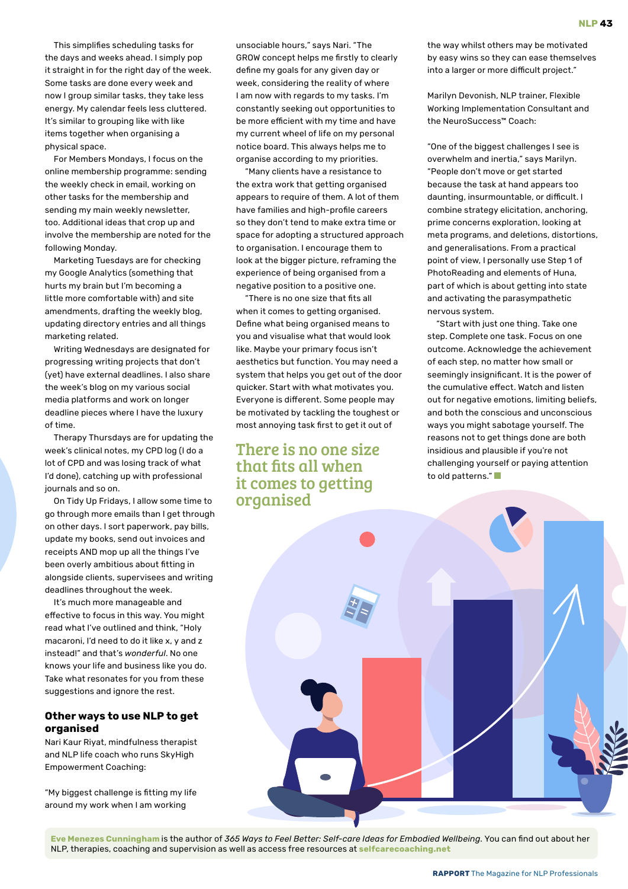This simplifies scheduling tasks for the days and weeks ahead. I simply pop it straight in for the right day of the week. Some tasks are done every week and now I group similar tasks, they take less energy. My calendar feels less cluttered. It's similar to grouping like with like items together when organising a physical space.

For Members Mondays, I focus on the online membership programme: sending the weekly check in email, working on other tasks for the membership and sending my main weekly newsletter, too. Additional ideas that crop up and involve the membership are noted for the following Monday.

Marketing Tuesdays are for checking my Google Analytics (something that hurts my brain but I'm becoming a little more comfortable with) and site amendments, drafting the weekly blog, updating directory entries and all things marketing related.

Writing Wednesdays are designated for progressing writing projects that don't (yet) have external deadlines. I also share the week's blog on my various social media platforms and work on longer deadline pieces where I have the luxury of time.

Therapy Thursdays are for updating the week's clinical notes, my CPD log (I do a lot of CPD and was losing track of what I'd done), catching up with professional journals and so on.

On Tidy Up Fridays, I allow some time to go through more emails than I get through on other days. I sort paperwork, pay bills, update my books, send out invoices and receipts AND mop up all the things I've been overly ambitious about fitting in alongside clients, supervisees and writing deadlines throughout the week.

It's much more manageable and effective to focus in this way. You might read what I've outlined and think, "Holy macaroni, I'd need to do it like x, y and z instead!" and that's *wonderful*. No one knows your life and business like you do. Take what resonates for you from these suggestions and ignore the rest.

### Other ways to use NLP to get organised

Nari Kaur Riyat, mindfulness therapist and NLP life coach who runs SkyHigh Empowerment Coaching:

"My biggest challenge is fitting my life around my work when I am working unsociable hours," says Nari. "The GROW concept helps me firstly to clearly define my goals for any given day or week, considering the reality of where I am now with regards to my tasks. I'm constantly seeking out opportunities to be more efficient with my time and have my current wheel of life on my personal notice board. This always helps me to organise according to my priorities.

"Many clients have a resistance to the extra work that getting organised appears to require of them. A lot of them have families and high-profile careers so they don't tend to make extra time or space for adopting a structured approach to organisation. I encourage them to look at the bigger picture, reframing the experience of being organised from a negative position to a positive one.

"There is no one size that fits all when it comes to getting organised. Define what being organised means to you and visualise what that would look like. Maybe your primary focus isn't aesthetics but function. You may need a system that helps you get out of the door quicker. Start with what motivates you. Everyone is different. Some people may be motivated by tackling the toughest or most annoying task first to get it out of the way whilst others may be motivated by easy wins so they can ease themselves into a larger or more difficult project."

> There is no one size that fits all when it comes to getting organised

Marilyn Devonish, NLP trainer, Flexible Working Implementation Consultant and the NeuroSuccess™ Coach:

"One of the biggest challenges I see is overwhelm and inertia," says Marilyn. "People don't move or get started because the task at hand appears too daunting, insurmountable, or difficult. I combine strategy elicitation, anchoring, prime concerns exploration, looking at meta programs, and deletions, distortions, and generalisations. From a practical point of view, I personally use Step 1 of PhotoReading and elements of Huna, part of which is about getting into state and activating the parasympathetic nervous system.

"Start with just one thing. Take one step. Complete one task. Focus on one outcome. Acknowledge the achievement of each step, no matter how small or seemingly insignificant. It is the power of the cumulative effect. Watch and listen out for negative emotions, limiting beliefs, and both the conscious and unconscious ways you might sabotage yourself. The reasons not to get things done are both insidious and plausible if you're not challenging yourself or paying attention to old patterns."

**Eve Menezes Cunningham** is the author of *365 Ways to Feel Better: Self-care Ideas for Embodied Wellbeing*. You can find out about her NLP, therapies, coaching and supervision as well as access free resources at **selfcarecoaching.net**